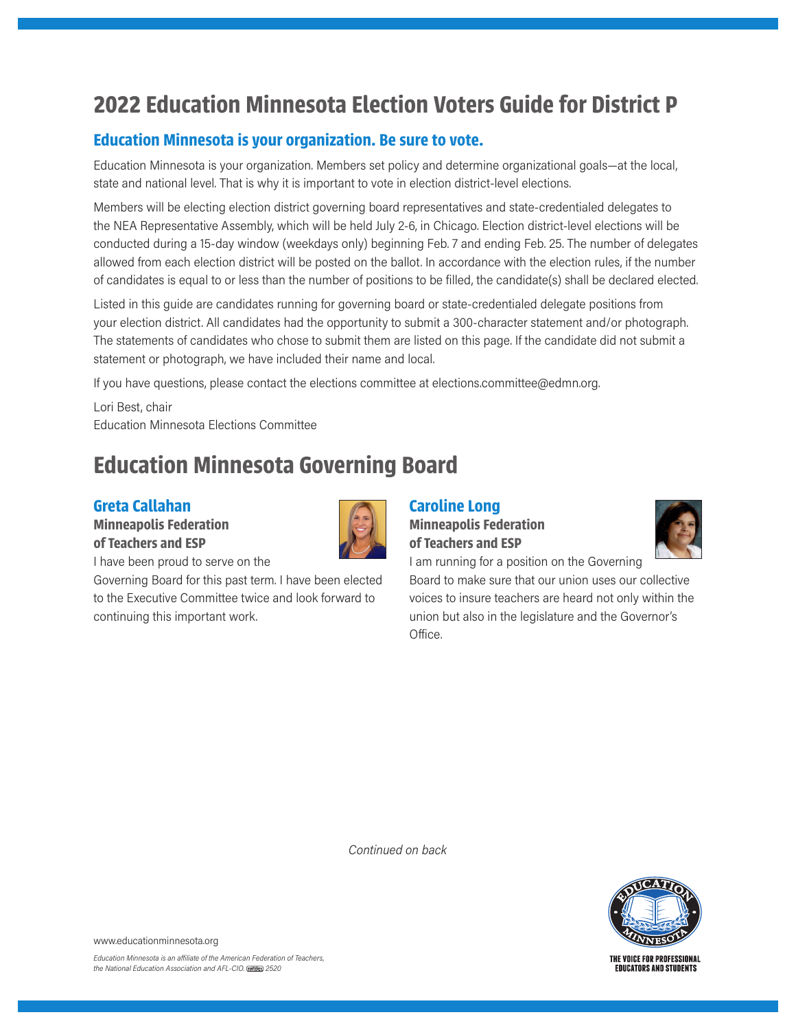# 2022 Education Minnesota Election Voters Guide for District P

## Education Minnesota is your organization. Be sure to vote.

Education Minnesota is your organization. Members set policy and determine organizational goals—at the local, state and national level. That is why it is important to vote in election district-level elections.

Members will be electing election district governing board representatives and state-credentialed delegates to the NEA Representative Assembly, which will be held July 2-6, in Chicago. Election district-level elections will be conducted during a 15-day window (weekdays only) beginning Feb. 7 and ending Feb. 25. The number of delegates allowed from each election district will be posted on the ballot. In accordance with the election rules, if the number of candidates is equal to or less than the number of positions to be filled, the candidate(s) shall be declared elected.

Listed in this guide are candidates running for governing board or state-credentialed delegate positions from your election district. All candidates had the opportunity to submit a 300-character statement and/or photograph. The statements of candidates who chose to submit them are listed on this page. If the candidate did not submit a statement or photograph, we have included their name and local.

If you have questions, please contact the elections committee at elections.committee@edmn.org.

Lori Best, chair
Education Minnesota Elections Committee

# Education Minnesota Governing Board

### Greta Callahan

**Minneapolis Federation of Teachers and ESP**

I have been proud to serve on the Governing Board for this past term. I have been elected to the Executive Committee twice and look forward to continuing this important work.

### Caroline Long

**Minneapolis Federation of Teachers and ESP**

I am running for a position on the Governing Board to make sure that our union uses our collective voices to insure teachers are heard not only within the union but also in the legislature and the Governor's Office.

*Continued on back*

www.educationminnesota.org

*Education Minnesota is an affiliate of the American Federation of Teachers, the National Education Association and AFL-CIO. 2520*

THE VOICE FOR PROFESSIONAL EDUCATORS AND STUDENTS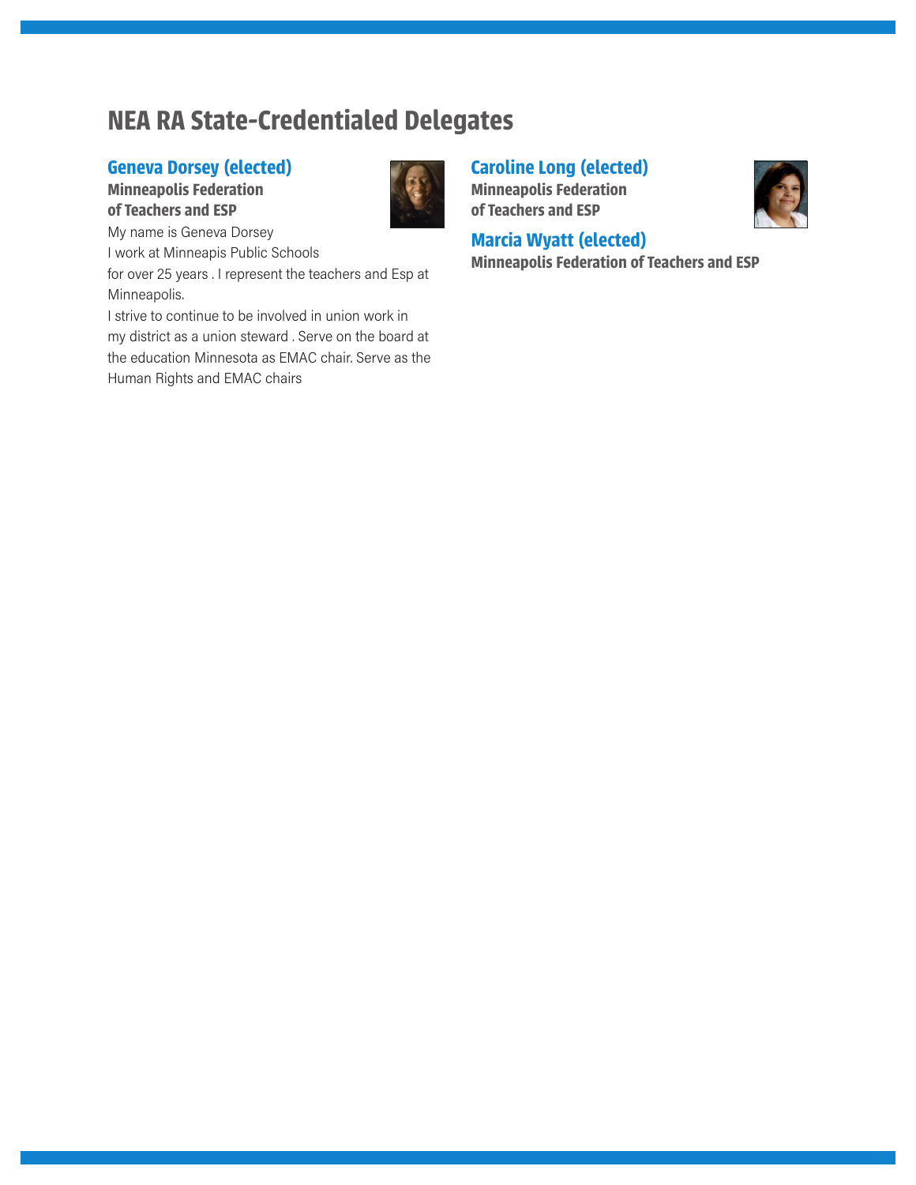# NEA RA State-Credentialed Delegates

### Geneva Dorsey (elected)

**Minneapolis Federation of Teachers and ESP**

My name is Geneva Dorsey
I work at Minneapis Public Schools
for over 25 years . I represent the teachers and Esp at Minneapolis.
I strive to continue to be involved in union work in my district as a union steward . Serve on the board at the education Minnesota as EMAC chair. Serve as the Human Rights and EMAC chairs

### Caroline Long (elected)

**Minneapolis Federation of Teachers and ESP**

### Marcia Wyatt (elected)

**Minneapolis Federation of Teachers and ESP**